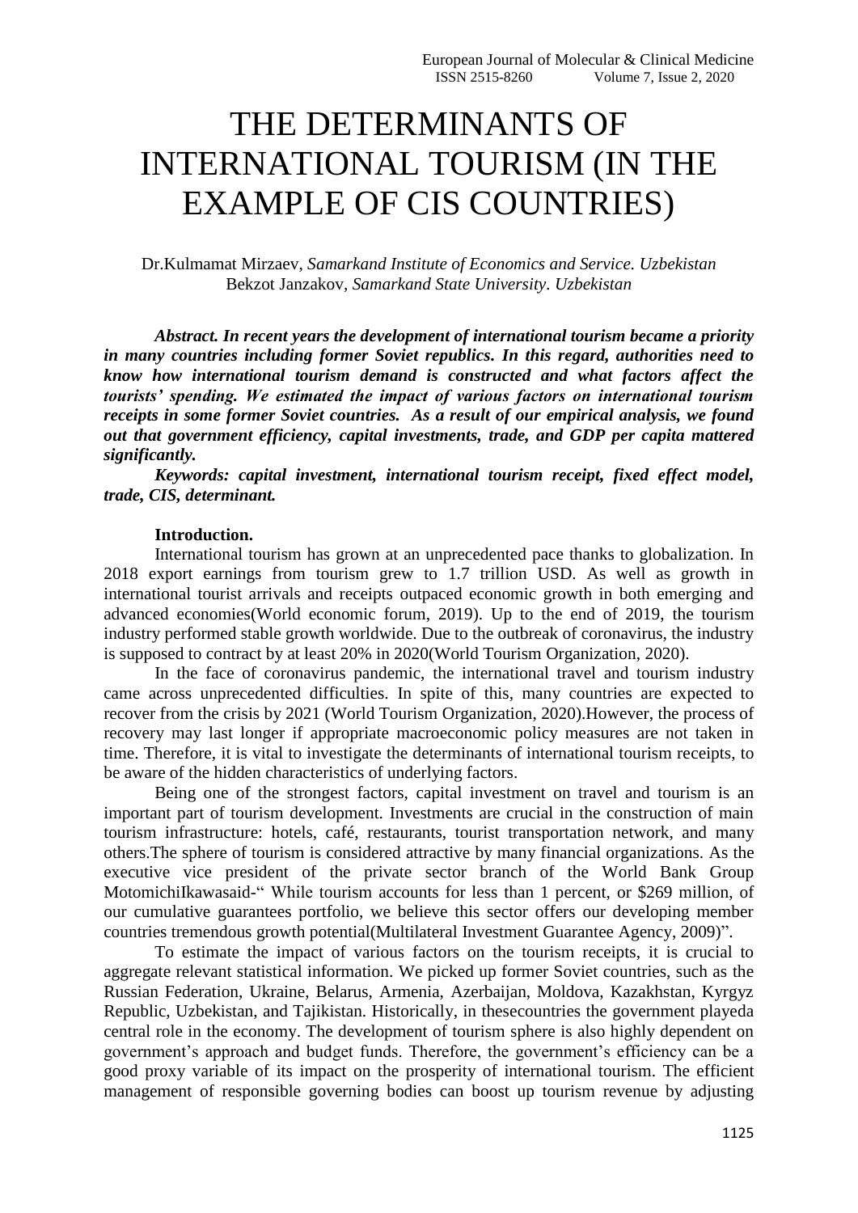# THE DETERMINANTS OF INTERNATIONAL TOURISM (IN THE EXAMPLE OF CIS COUNTRIES)

Dr.Kulmamat Mirzaev, *Samarkand Institute of Economics and Service. Uzbekistan*
Bekzot Janzakov, *Samarkand State University. Uzbekistan*

***Abstract. In recent years the development of international tourism became a priority in many countries including former Soviet republics. In this regard, authorities need to know how international tourism demand is constructed and what factors affect the tourists' spending. We estimated the impact of various factors on international tourism receipts in some former Soviet countries. As a result of our empirical analysis, we found out that government efficiency, capital investments, trade, and GDP per capita mattered significantly.***

***Keywords: capital investment, international tourism receipt, fixed effect model, trade, CIS, determinant.***

**Introduction.**

International tourism has grown at an unprecedented pace thanks to globalization. In 2018 export earnings from tourism grew to 1.7 trillion USD. As well as growth in international tourist arrivals and receipts outpaced economic growth in both emerging and advanced economies(World economic forum, 2019). Up to the end of 2019, the tourism industry performed stable growth worldwide. Due to the outbreak of coronavirus, the industry is supposed to contract by at least 20% in 2020(World Tourism Organization, 2020).

In the face of coronavirus pandemic, the international travel and tourism industry came across unprecedented difficulties. In spite of this, many countries are expected to recover from the crisis by 2021 (World Tourism Organization, 2020).However, the process of recovery may last longer if appropriate macroeconomic policy measures are not taken in time. Therefore, it is vital to investigate the determinants of international tourism receipts, to be aware of the hidden characteristics of underlying factors.

Being one of the strongest factors, capital investment on travel and tourism is an important part of tourism development. Investments are crucial in the construction of main tourism infrastructure: hotels, café, restaurants, tourist transportation network, and many others.The sphere of tourism is considered attractive by many financial organizations. As the executive vice president of the private sector branch of the World Bank Group MotomichiIkawasaid-" While tourism accounts for less than 1 percent, or $269 million, of our cumulative guarantees portfolio, we believe this sector offers our developing member countries tremendous growth potential(Multilateral Investment Guarantee Agency, 2009)".

To estimate the impact of various factors on the tourism receipts, it is crucial to aggregate relevant statistical information. We picked up former Soviet countries, such as the Russian Federation, Ukraine, Belarus, Armenia, Azerbaijan, Moldova, Kazakhstan, Kyrgyz Republic, Uzbekistan, and Tajikistan. Historically, in thesecountries the government playeda central role in the economy. The development of tourism sphere is also highly dependent on government's approach and budget funds. Therefore, the government's efficiency can be a good proxy variable of its impact on the prosperity of international tourism. The efficient management of responsible governing bodies can boost up tourism revenue by adjusting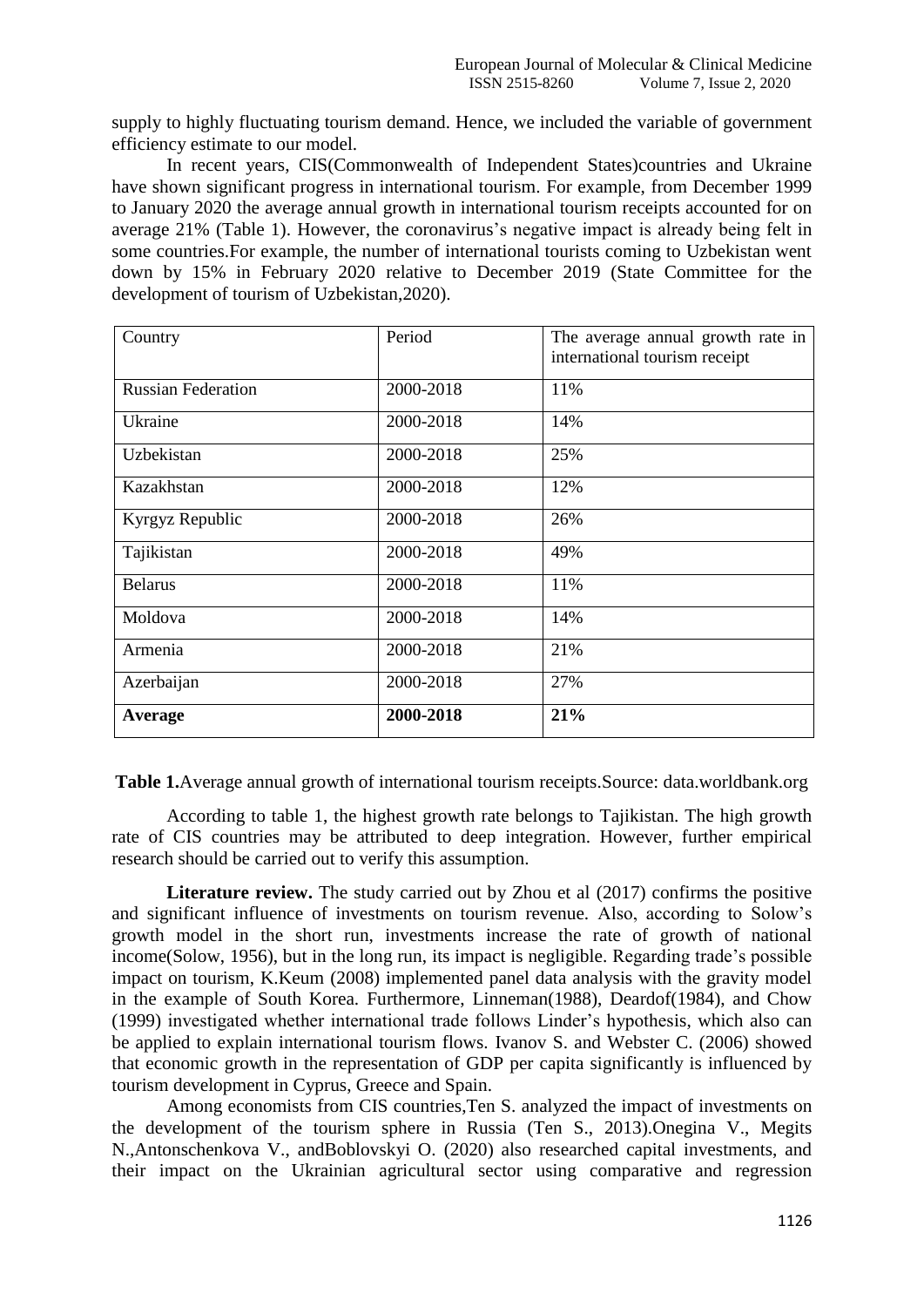supply to highly fluctuating tourism demand. Hence, we included the variable of government efficiency estimate to our model.

In recent years, CIS(Commonwealth of Independent States)countries and Ukraine have shown significant progress in international tourism. For example, from December 1999 to January 2020 the average annual growth in international tourism receipts accounted for on average 21% (Table 1). However, the coronavirus's negative impact is already being felt in some countries.For example, the number of international tourists coming to Uzbekistan went down by 15% in February 2020 relative to December 2019 (State Committee for the development of tourism of Uzbekistan,2020).

| Country | Period | The average annual growth rate in international tourism receipt |
|---|---|---|
| Russian Federation | 2000-2018 | 11% |
| Ukraine | 2000-2018 | 14% |
| Uzbekistan | 2000-2018 | 25% |
| Kazakhstan | 2000-2018 | 12% |
| Kyrgyz Republic | 2000-2018 | 26% |
| Tajikistan | 2000-2018 | 49% |
| Belarus | 2000-2018 | 11% |
| Moldova | 2000-2018 | 14% |
| Armenia | 2000-2018 | 21% |
| Azerbaijan | 2000-2018 | 27% |
| **Average** | **2000-2018** | **21%** |

**Table 1.**Average annual growth of international tourism receipts.Source: data.worldbank.org

According to table 1, the highest growth rate belongs to Tajikistan. The high growth rate of CIS countries may be attributed to deep integration. However, further empirical research should be carried out to verify this assumption.

**Literature review.** The study carried out by Zhou et al (2017) confirms the positive and significant influence of investments on tourism revenue. Also, according to Solow's growth model in the short run, investments increase the rate of growth of national income(Solow, 1956), but in the long run, its impact is negligible. Regarding trade's possible impact on tourism, K.Keum (2008) implemented panel data analysis with the gravity model in the example of South Korea. Furthermore, Linneman(1988), Deardof(1984), and Chow (1999) investigated whether international trade follows Linder's hypothesis, which also can be applied to explain international tourism flows. Ivanov S. and Webster C. (2006) showed that economic growth in the representation of GDP per capita significantly is influenced by tourism development in Cyprus, Greece and Spain.

Among economists from CIS countries,Ten S. analyzed the impact of investments on the development of the tourism sphere in Russia (Ten S., 2013).Onegina V., Megits N.,Antonschenkova V., andBoblovskyi O. (2020) also researched capital investments, and their impact on the Ukrainian agricultural sector using comparative and regression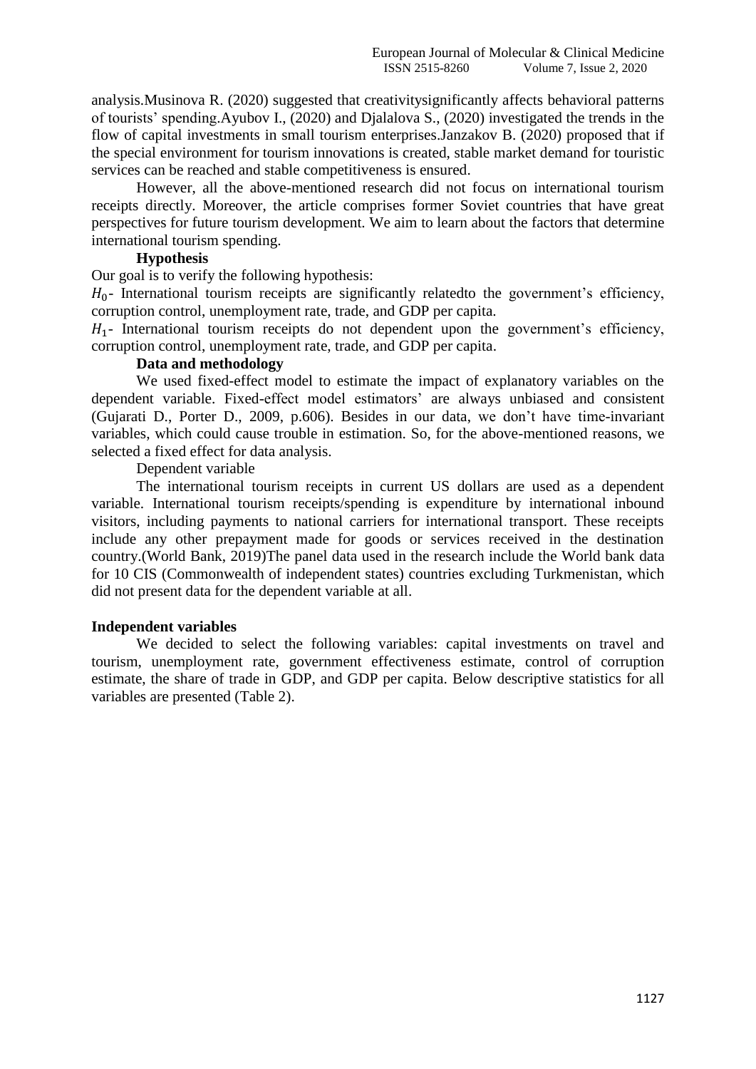analysis.Musinova R. (2020) suggested that creativitysignificantly affects behavioral patterns of tourists' spending.Ayubov I., (2020) and Djalalova S., (2020) investigated the trends in the flow of capital investments in small tourism enterprises.Janzakov B. (2020) proposed that if the special environment for tourism innovations is created, stable market demand for touristic services can be reached and stable competitiveness is ensured.

However, all the above-mentioned research did not focus on international tourism receipts directly. Moreover, the article comprises former Soviet countries that have great perspectives for future tourism development. We aim to learn about the factors that determine international tourism spending.

### Hypothesis

Our goal is to verify the following hypothesis:

$H_0$- International tourism receipts are significantly relatedto the government's efficiency, corruption control, unemployment rate, trade, and GDP per capita.

$H_1$- International tourism receipts do not dependent upon the government's efficiency, corruption control, unemployment rate, trade, and GDP per capita.

### Data and methodology

We used fixed-effect model to estimate the impact of explanatory variables on the dependent variable. Fixed-effect model estimators' are always unbiased and consistent (Gujarati D., Porter D., 2009, p.606). Besides in our data, we don't have time-invariant variables, which could cause trouble in estimation. So, for the above-mentioned reasons, we selected a fixed effect for data analysis.

Dependent variable

The international tourism receipts in current US dollars are used as a dependent variable. International tourism receipts/spending is expenditure by international inbound visitors, including payments to national carriers for international transport. These receipts include any other prepayment made for goods or services received in the destination country.(World Bank, 2019)The panel data used in the research include the World bank data for 10 CIS (Commonwealth of independent states) countries excluding Turkmenistan, which did not present data for the dependent variable at all.

### Independent variables

We decided to select the following variables: capital investments on travel and tourism, unemployment rate, government effectiveness estimate, control of corruption estimate, the share of trade in GDP, and GDP per capita. Below descriptive statistics for all variables are presented (Table 2).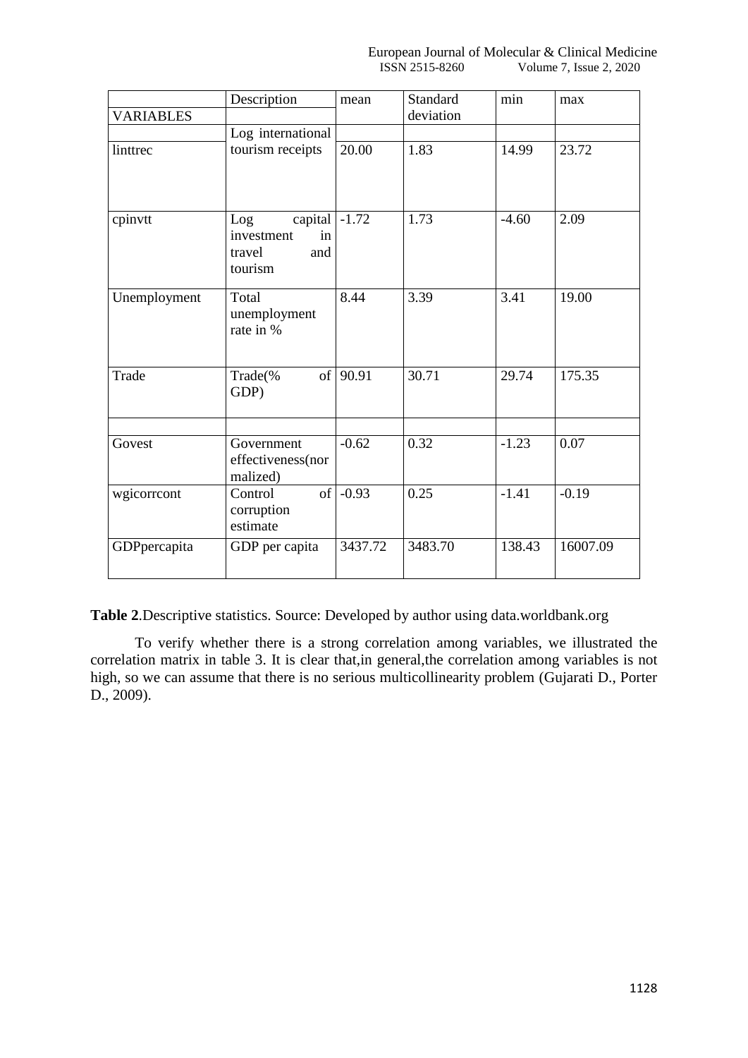| VARIABLES | Description | mean | Standard deviation | min | max |
|---|---|---|---|---|---|
| linttrec | Log international tourism receipts | 20.00 | 1.83 | 14.99 | 23.72 |
| cpinvtt | Log capital investment in travel and tourism | -1.72 | 1.73 | -4.60 | 2.09 |
| Unemployment | Total unemployment rate in % | 8.44 | 3.39 | 3.41 | 19.00 |
| Trade | Trade(% of GDP) | 90.91 | 30.71 | 29.74 | 175.35 |
| | | | | | |
| Govest | Government effectiveness(normalized) | -0.62 | 0.32 | -1.23 | 0.07 |
| wgicorrcont | Control of corruption estimate | -0.93 | 0.25 | -1.41 | -0.19 |
| GDPpercapita | GDP per capita | 3437.72 | 3483.70 | 138.43 | 16007.09 |

**Table 2**.Descriptive statistics. Source: Developed by author using data.worldbank.org

To verify whether there is a strong correlation among variables, we illustrated the correlation matrix in table 3. It is clear that,in general,the correlation among variables is not high, so we can assume that there is no serious multicollinearity problem (Gujarati D., Porter D., 2009).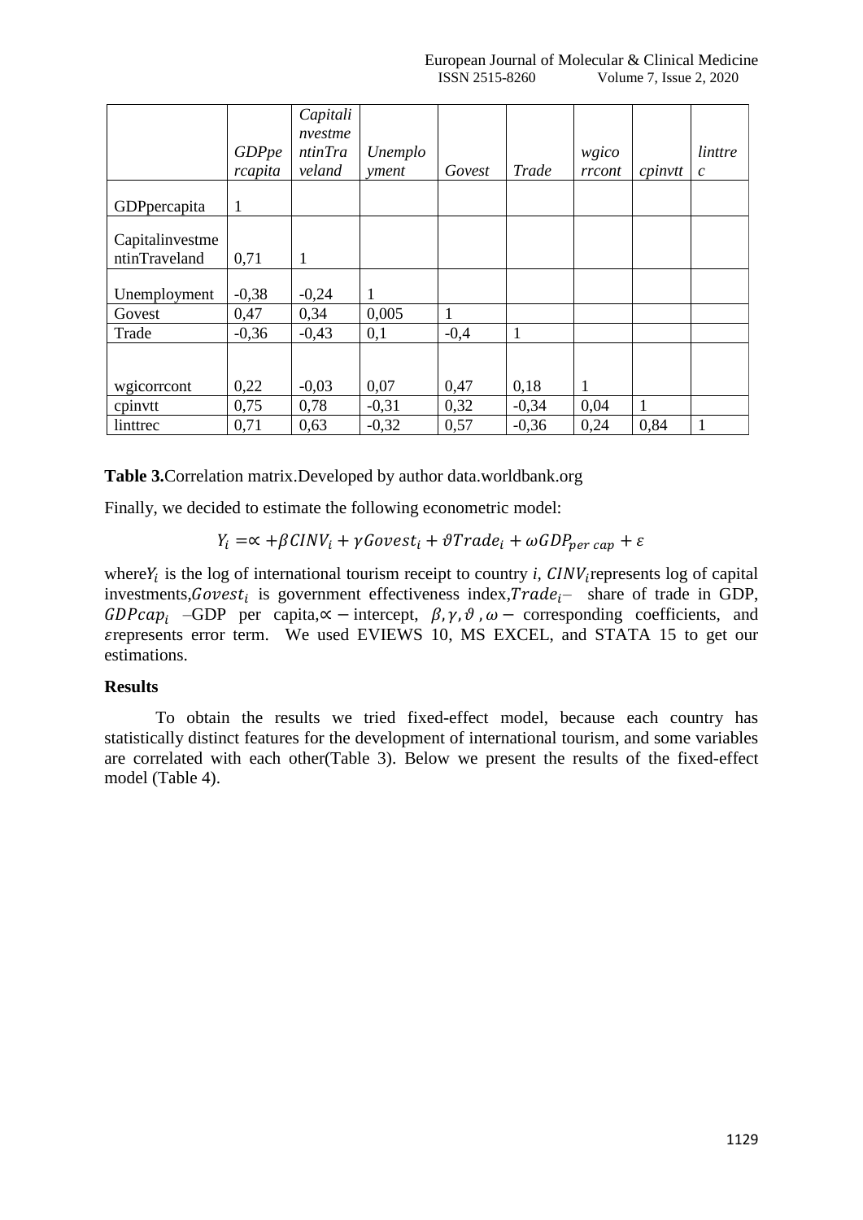| | *GDPpercapita* | *CapitalinvestmentinTraveland* | *Unemployment* | *Govest* | *Trade* | *wgicorrcont* | *cpinvtt* | *linttrec* |
|---|---|---|---|---|---|---|---|---|
| GDPpercapita | 1 | | | | | | | |
| Capitalinvestmentin Traveland | 0,71 | 1 | | | | | | |
| Unemployment | -0,38 | -0,24 | 1 | | | | | |
| Govest | 0,47 | 0,34 | 0,005 | 1 | | | | |
| Trade | -0,36 | -0,43 | 0,1 | -0,4 | 1 | | | |
| wgicorrcont | 0,22 | -0,03 | 0,07 | 0,47 | 0,18 | 1 | | |
| cpinvtt | 0,75 | 0,78 | -0,31 | 0,32 | -0,34 | 0,04 | 1 | |
| linttrec | 0,71 | 0,63 | -0,32 | 0,57 | -0,36 | 0,24 | 0,84 | 1 |

**Table 3.**Correlation matrix.Developed by author data.worldbank.org

Finally, we decided to estimate the following econometric model:

$$Y_i = \propto + \beta CINV_i + \gamma Govest_i + \vartheta Trade_i + \omega GDP_{per\ cap} + \varepsilon$$

where$Y_i$ is the log of international tourism receipt to country $i$, $CINV_i$represents log of capital investments,$Govest_i$ is government effectiveness index,$Trade_i$– share of trade in GDP, $GDPcap_i$ –GDP per capita,$\propto -$ intercept, $\beta, \gamma, \vartheta, \omega -$ corresponding coefficients, and $\varepsilon$represents error term. We used EVIEWS 10, MS EXCEL, and STATA 15 to get our estimations.

**Results**

To obtain the results we tried fixed-effect model, because each country has statistically distinct features for the development of international tourism, and some variables are correlated with each other(Table 3). Below we present the results of the fixed-effect model (Table 4).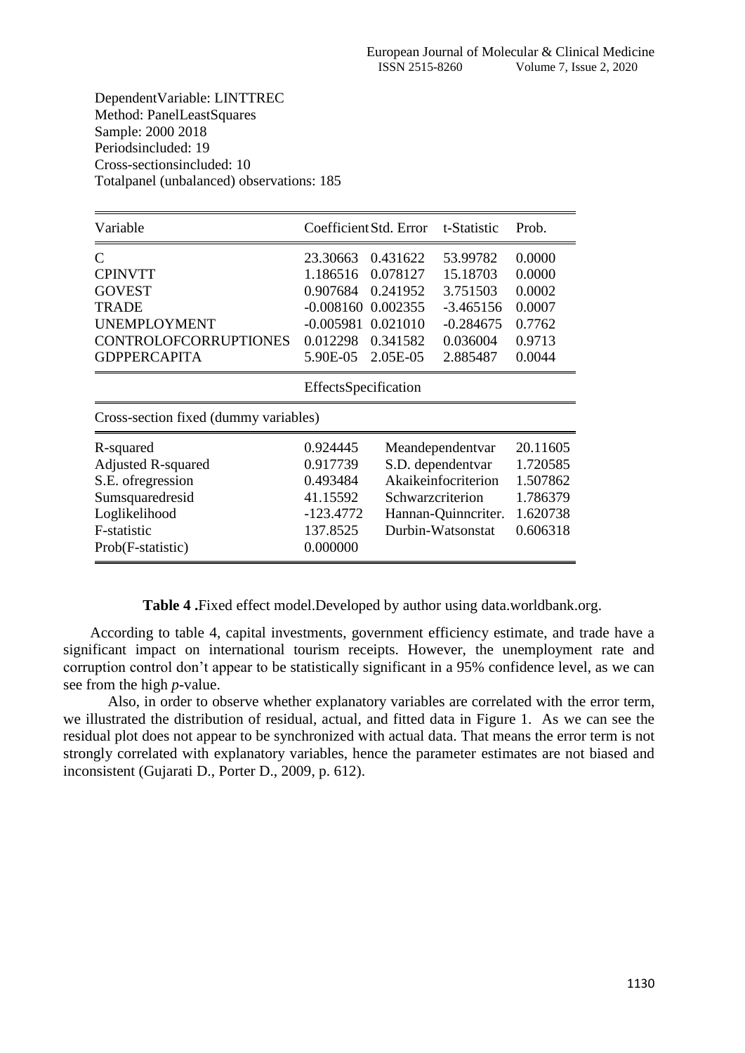DependentVariable: LINTTREC
Method: PanelLeastSquares
Sample: 2000 2018
Periodsincluded: 19
Cross-sectionsincluded: 10
Totalpanel (unbalanced) observations: 185

| Variable | Coefficient | Std. Error | t-Statistic | Prob. |
|---|---|---|---|---|
| C | 23.30663 | 0.431622 | 53.99782 | 0.0000 |
| CPINVTT | 1.186516 | 0.078127 | 15.18703 | 0.0000 |
| GOVEST | 0.907684 | 0.241952 | 3.751503 | 0.0002 |
| TRADE | -0.008160 | 0.002355 | -3.465156 | 0.0007 |
| UNEMPLOYMENT | -0.005981 | 0.021010 | -0.284675 | 0.7762 |
| CONTROLOFCORRUPTIONES | 0.012298 | 0.341582 | 0.036004 | 0.9713 |
| GDPPERCAPITA | 5.90E-05 | 2.05E-05 | 2.885487 | 0.0044 |

EffectsSpecification

Cross-section fixed (dummy variables)

| | | | |
|---|---|---|---|
| R-squared | 0.924445 | Meandependentvar | 20.11605 |
| Adjusted R-squared | 0.917739 | S.D. dependentvar | 1.720585 |
| S.E. ofregression | 0.493484 | Akaikeinfocriterion | 1.507862 |
| Sumsquaredresid | 41.15592 | Schwarzcriterion | 1.786379 |
| Loglikelihood | -123.4772 | Hannan-Quinncriter. | 1.620738 |
| F-statistic | 137.8525 | Durbin-Watsonstat | 0.606318 |
| Prob(F-statistic) | 0.000000 | | |

**Table 4 .**Fixed effect model.Developed by author using data.worldbank.org.

According to table 4, capital investments, government efficiency estimate, and trade have a significant impact on international tourism receipts. However, the unemployment rate and corruption control don't appear to be statistically significant in a 95% confidence level, as we can see from the high *p*-value.

Also, in order to observe whether explanatory variables are correlated with the error term, we illustrated the distribution of residual, actual, and fitted data in Figure 1. As we can see the residual plot does not appear to be synchronized with actual data. That means the error term is not strongly correlated with explanatory variables, hence the parameter estimates are not biased and inconsistent (Gujarati D., Porter D., 2009, p. 612).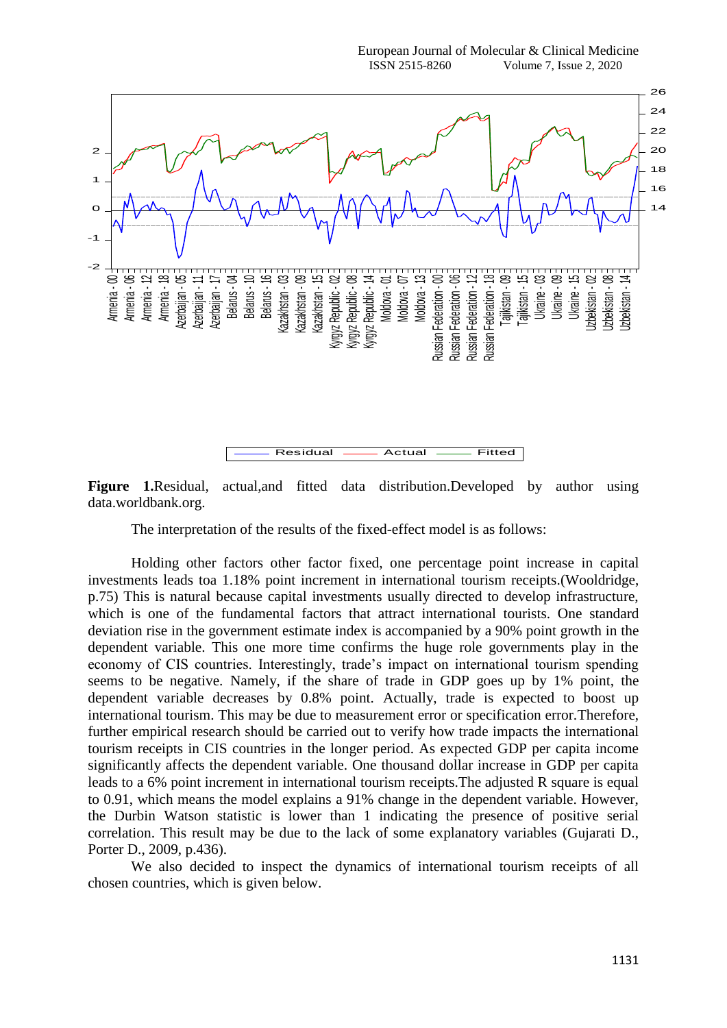**Figure 1.**Residual, actual,and fitted data distribution.Developed by author using data.worldbank.org.

The interpretation of the results of the fixed-effect model is as follows:

Holding other factors other factor fixed, one percentage point increase in capital investments leads toa 1.18% point increment in international tourism receipts.(Wooldridge, p.75) This is natural because capital investments usually directed to develop infrastructure, which is one of the fundamental factors that attract international tourists. One standard deviation rise in the government estimate index is accompanied by a 90% point growth in the dependent variable. This one more time confirms the huge role governments play in the economy of CIS countries. Interestingly, trade's impact on international tourism spending seems to be negative. Namely, if the share of trade in GDP goes up by 1% point, the dependent variable decreases by 0.8% point. Actually, trade is expected to boost up international tourism. This may be due to measurement error or specification error.Therefore, further empirical research should be carried out to verify how trade impacts the international tourism receipts in CIS countries in the longer period. As expected GDP per capita income significantly affects the dependent variable. One thousand dollar increase in GDP per capita leads to a 6% point increment in international tourism receipts.The adjusted R square is equal to 0.91, which means the model explains a 91% change in the dependent variable. However, the Durbin Watson statistic is lower than 1 indicating the presence of positive serial correlation. This result may be due to the lack of some explanatory variables (Gujarati D., Porter D., 2009, p.436).

We also decided to inspect the dynamics of international tourism receipts of all chosen countries, which is given below.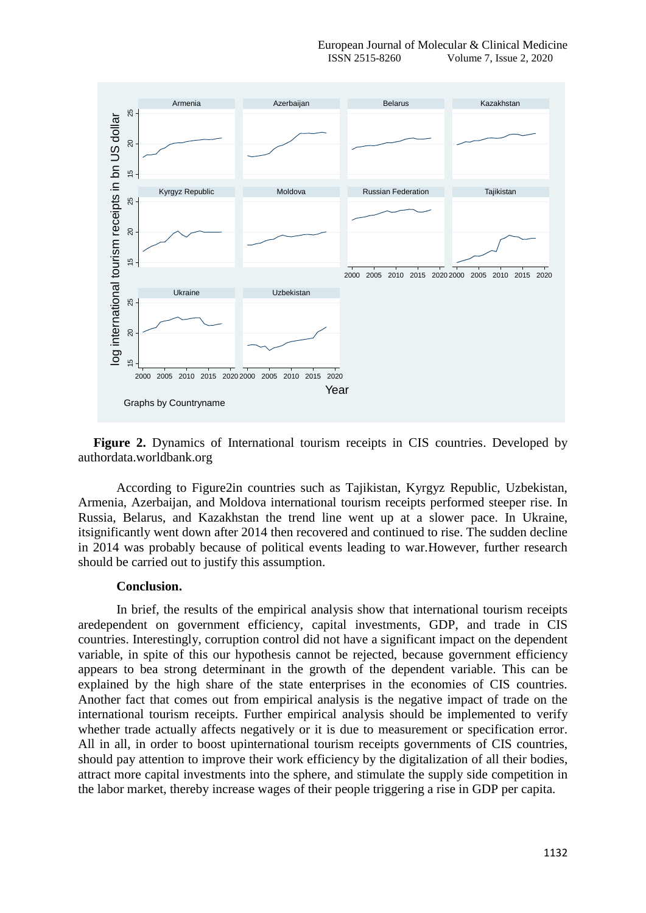**Figure 2.** Dynamics of International tourism receipts in CIS countries. Developed by authordata.worldbank.org

According to Figure2in countries such as Tajikistan, Kyrgyz Republic, Uzbekistan, Armenia, Azerbaijan, and Moldova international tourism receipts performed steeper rise. In Russia, Belarus, and Kazakhstan the trend line went up at a slower pace. In Ukraine, itsignificantly went down after 2014 then recovered and continued to rise. The sudden decline in 2014 was probably because of political events leading to war.However, further research should be carried out to justify this assumption.

**Conclusion.**

In brief, the results of the empirical analysis show that international tourism receipts aredependent on government efficiency, capital investments, GDP, and trade in CIS countries. Interestingly, corruption control did not have a significant impact on the dependent variable, in spite of this our hypothesis cannot be rejected, because government efficiency appears to bea strong determinant in the growth of the dependent variable. This can be explained by the high share of the state enterprises in the economies of CIS countries. Another fact that comes out from empirical analysis is the negative impact of trade on the international tourism receipts. Further empirical analysis should be implemented to verify whether trade actually affects negatively or it is due to measurement or specification error. All in all, in order to boost upinternational tourism receipts governments of CIS countries, should pay attention to improve their work efficiency by the digitalization of all their bodies, attract more capital investments into the sphere, and stimulate the supply side competition in the labor market, thereby increase wages of their people triggering a rise in GDP per capita.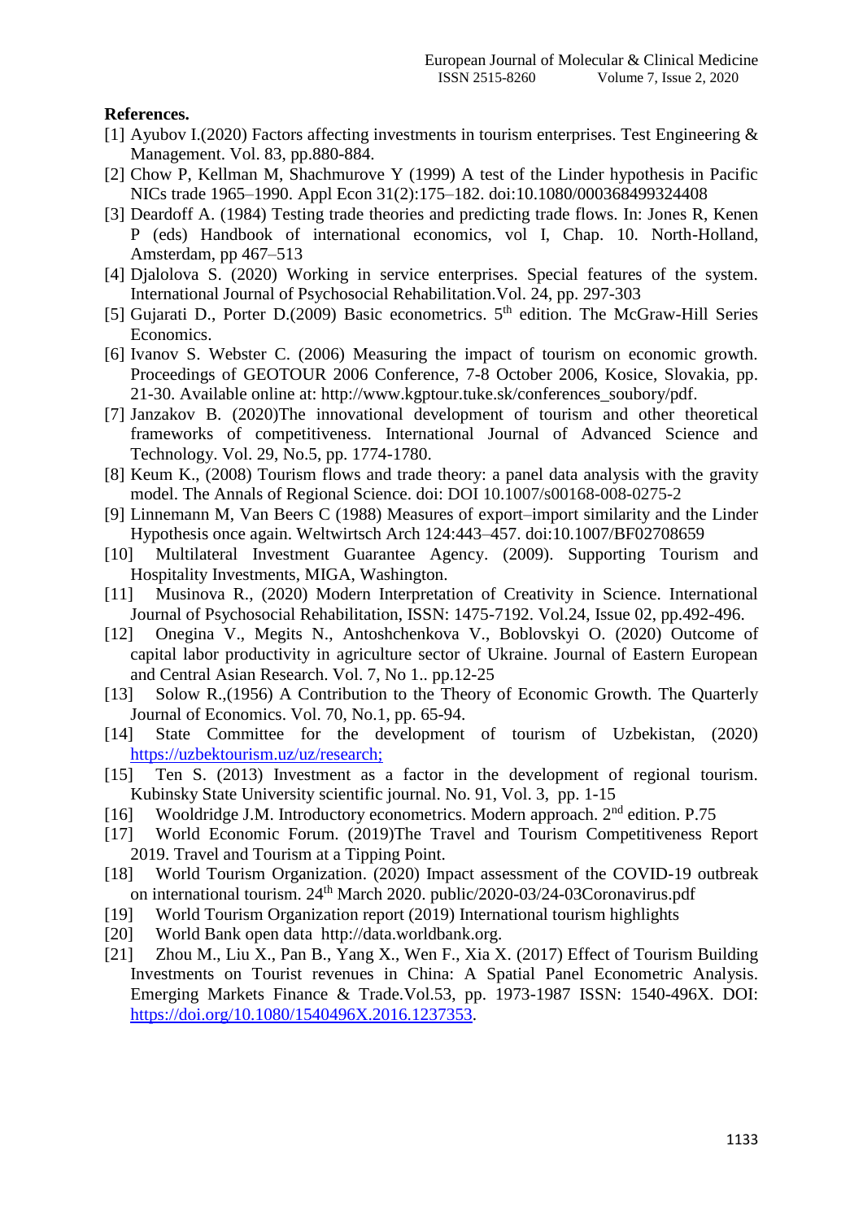**References.**

[1] Ayubov I.(2020) Factors affecting investments in tourism enterprises. Test Engineering & Management. Vol. 83, pp.880-884.

[2] Chow P, Kellman M, Shachmurove Y (1999) A test of the Linder hypothesis in Pacific NICs trade 1965–1990. Appl Econ 31(2):175–182. doi:10.1080/000368499324408

[3] Deardoff A. (1984) Testing trade theories and predicting trade flows. In: Jones R, Kenen P (eds) Handbook of international economics, vol I, Chap. 10. North-Holland, Amsterdam, pp 467–513

[4] Djalolova S. (2020) Working in service enterprises. Special features of the system. International Journal of Psychosocial Rehabilitation.Vol. 24, pp. 297-303

[5] Gujarati D., Porter D.(2009) Basic econometrics. 5th edition. The McGraw-Hill Series Economics.

[6] Ivanov S. Webster C. (2006) Measuring the impact of tourism on economic growth. Proceedings of GEOTOUR 2006 Conference, 7-8 October 2006, Kosice, Slovakia, pp. 21-30. Available online at: http://www.kgptour.tuke.sk/conferences_soubory/pdf.

[7] Janzakov B. (2020)The innovational development of tourism and other theoretical frameworks of competitiveness. International Journal of Advanced Science and Technology. Vol. 29, No.5, pp. 1774-1780.

[8] Keum K., (2008) Tourism flows and trade theory: a panel data analysis with the gravity model. The Annals of Regional Science. doi: DOI 10.1007/s00168-008-0275-2

[9] Linnemann M, Van Beers C (1988) Measures of export–import similarity and the Linder Hypothesis once again. Weltwirtsch Arch 124:443–457. doi:10.1007/BF02708659

[10] Multilateral Investment Guarantee Agency. (2009). Supporting Tourism and Hospitality Investments, MIGA, Washington.

[11] Musinova R., (2020) Modern Interpretation of Creativity in Science. International Journal of Psychosocial Rehabilitation, ISSN: 1475-7192. Vol.24, Issue 02, pp.492-496.

[12] Onegina V., Megits N., Antoshchenkova V., Boblovskyi O. (2020) Outcome of capital labor productivity in agriculture sector of Ukraine. Journal of Eastern European and Central Asian Research. Vol. 7, No 1.. pp.12-25

[13] Solow R.,(1956) A Contribution to the Theory of Economic Growth. The Quarterly Journal of Economics. Vol. 70, No.1, pp. 65-94.

[14] State Committee for the development of tourism of Uzbekistan, (2020) https://uzbektourism.uz/uz/research;

[15] Ten S. (2013) Investment as a factor in the development of regional tourism. Kubinsky State University scientific journal. No. 91, Vol. 3, pp. 1-15

[16] Wooldridge J.M. Introductory econometrics. Modern approach. 2nd edition. P.75

[17] World Economic Forum. (2019)The Travel and Tourism Competitiveness Report 2019. Travel and Tourism at a Tipping Point.

[18] World Tourism Organization. (2020) Impact assessment of the COVID-19 outbreak on international tourism. 24th March 2020. public/2020-03/24-03Coronavirus.pdf

[19] World Tourism Organization report (2019) International tourism highlights

[20] World Bank open data http://data.worldbank.org.

[21] Zhou M., Liu X., Pan B., Yang X., Wen F., Xia X. (2017) Effect of Tourism Building Investments on Tourist revenues in China: A Spatial Panel Econometric Analysis. Emerging Markets Finance & Trade.Vol.53, pp. 1973-1987 ISSN: 1540-496X. DOI: https://doi.org/10.1080/1540496X.2016.1237353.